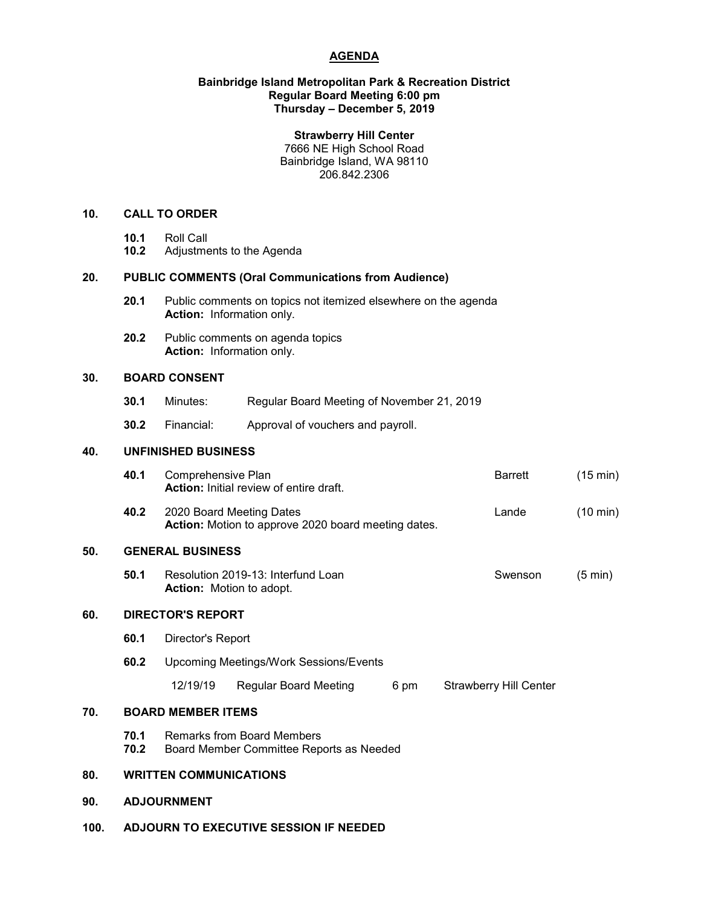# AGENDA

**Bainbridge Island Metropolitan Park & Recreation District**
**Regular Board Meeting 6:00 pm**
**Thursday – December 5, 2019**

**Strawberry Hill Center**
7666 NE High School Road
Bainbridge Island, WA 98110
206.842.2306

## 10. CALL TO ORDER

**10.1** Roll Call
**10.2** Adjustments to the Agenda

## 20. PUBLIC COMMENTS (Oral Communications from Audience)

**20.1** Public comments on topics not itemized elsewhere on the agenda
**Action:** Information only.

**20.2** Public comments on agenda topics
**Action:** Information only.

## 30. BOARD CONSENT

**30.1** Minutes: Regular Board Meeting of November 21, 2019

**30.2** Financial: Approval of vouchers and payroll.

## 40. UNFINISHED BUSINESS

**40.1** Comprehensive Plan — Barrett (15 min)
**Action:** Initial review of entire draft.

**40.2** 2020 Board Meeting Dates — Lande (10 min)
**Action:** Motion to approve 2020 board meeting dates.

## 50. GENERAL BUSINESS

**50.1** Resolution 2019-13: Interfund Loan — Swenson (5 min)
**Action:** Motion to adopt.

## 60. DIRECTOR'S REPORT

**60.1** Director's Report

**60.2** Upcoming Meetings/Work Sessions/Events

| 12/19/19 | Regular Board Meeting | 6 pm | Strawberry Hill Center |
|---|---|---|---|

## 70. BOARD MEMBER ITEMS

**70.1** Remarks from Board Members
**70.2** Board Member Committee Reports as Needed

## 80. WRITTEN COMMUNICATIONS

## 90. ADJOURNMENT

## 100. ADJOURN TO EXECUTIVE SESSION IF NEEDED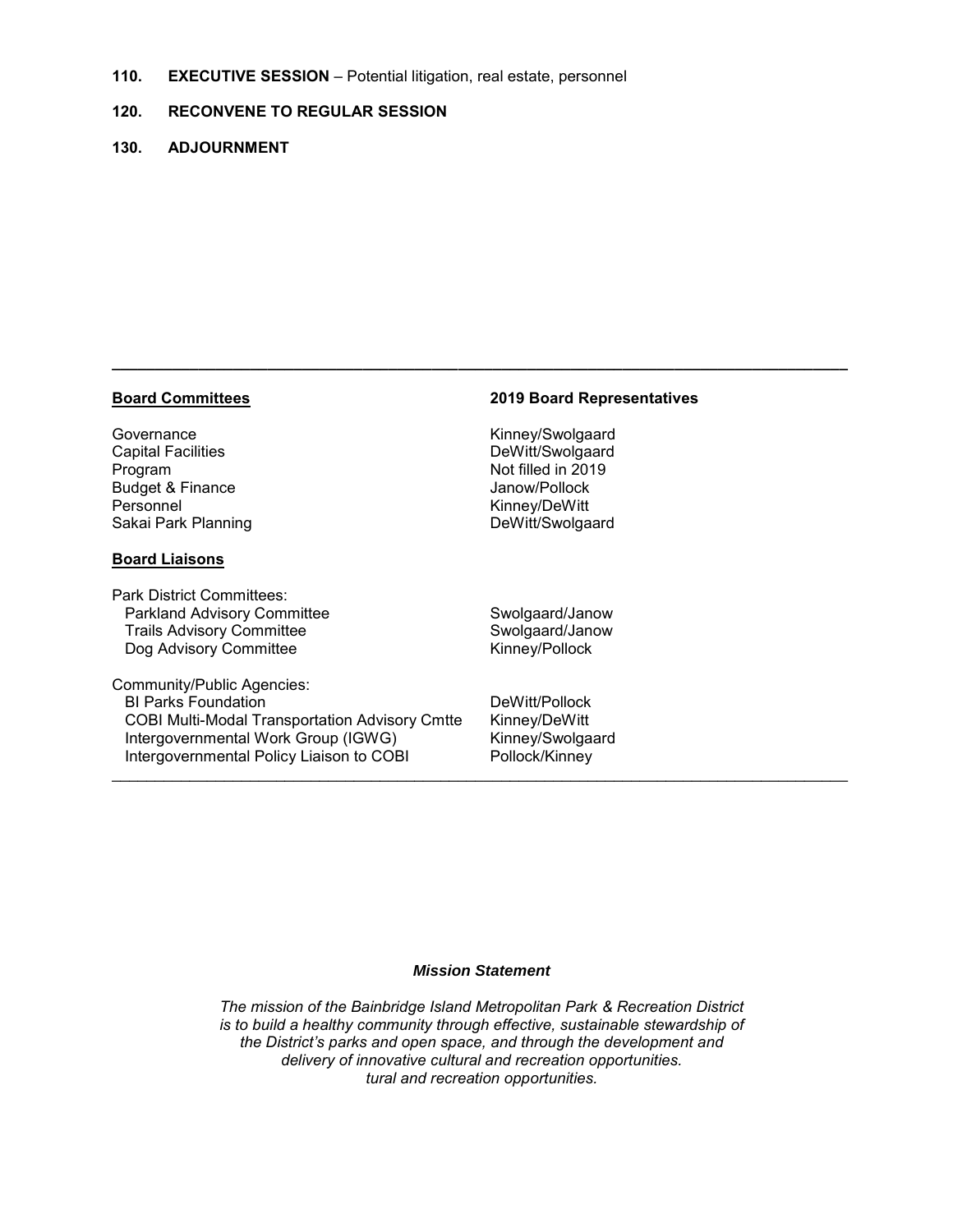**110. EXECUTIVE SESSION** – Potential litigation, real estate, personnel

**120. RECONVENE TO REGULAR SESSION**

**130. ADJOURNMENT**

---

| **Board Committees** | **2019 Board Representatives** |
| --- | --- |
| Governance | Kinney/Swolgaard |
| Capital Facilities | DeWitt/Swolgaard |
| Program | Not filled in 2019 |
| Budget & Finance | Janow/Pollock |
| Personnel | Kinney/DeWitt |
| Sakai Park Planning | DeWitt/Swolgaard |

**Board Liaisons**

| | |
| --- | --- |
| Park District Committees: | |
| Parkland Advisory Committee | Swolgaard/Janow |
| Trails Advisory Committee | Swolgaard/Janow |
| Dog Advisory Committee | Kinney/Pollock |
| Community/Public Agencies: | |
| BI Parks Foundation | DeWitt/Pollock |
| COBI Multi-Modal Transportation Advisory Cmtte | Kinney/DeWitt |
| Intergovernmental Work Group (IGWG) | Kinney/Swolgaard |
| Intergovernmental Policy Liaison to COBI | Pollock/Kinney |

---

***Mission Statement***

*The mission of the Bainbridge Island Metropolitan Park & Recreation District is to build a healthy community through effective, sustainable stewardship of the District's parks and open space, and through the development and delivery of innovative cultural and recreation opportunities.*
*tural and recreation opportunities.*